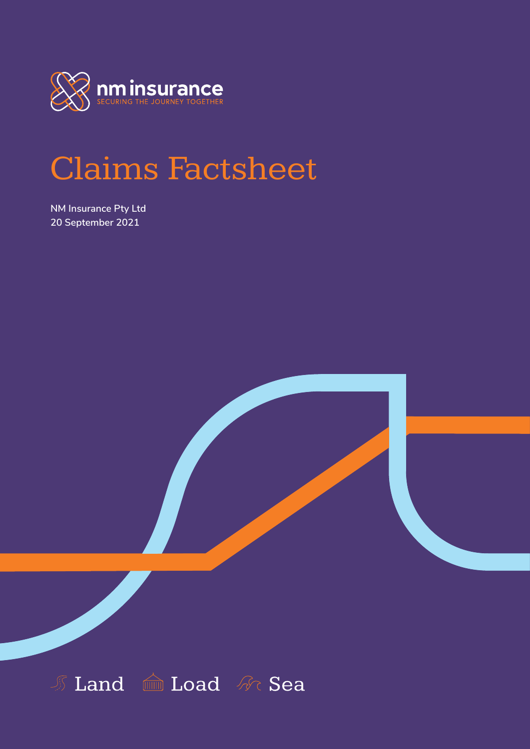nm insurance

SECURING THE JOURNEY TOGETHER

# Claims Factsheet

**NM Insurance Pty Ltd**
**20 September 2021**

Land Load Sea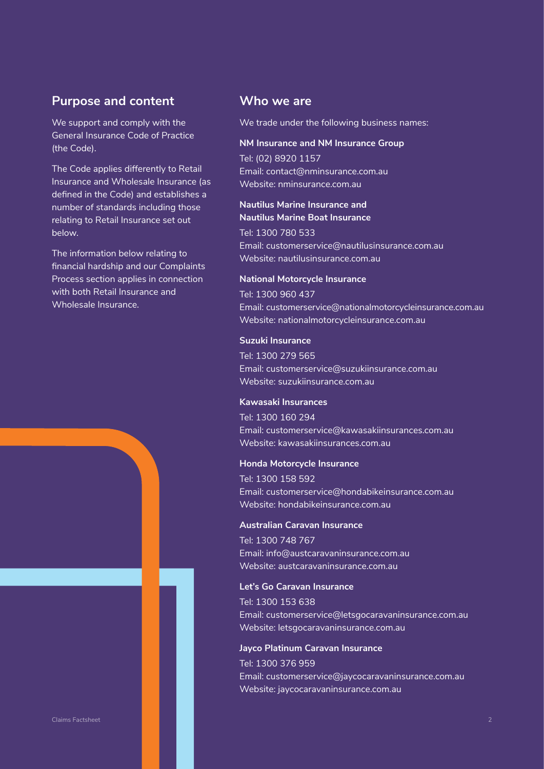## Purpose and content

We support and comply with the General Insurance Code of Practice (the Code).

The Code applies differently to Retail Insurance and Wholesale Insurance (as defined in the Code) and establishes a number of standards including those relating to Retail Insurance set out below.

The information below relating to financial hardship and our Complaints Process section applies in connection with both Retail Insurance and Wholesale Insurance.

## Who we are

We trade under the following business names:

**NM Insurance and NM Insurance Group**

Tel: (02) 8920 1157
Email: contact@nminsurance.com.au
Website: nminsurance.com.au

**Nautilus Marine Insurance and Nautilus Marine Boat Insurance**

Tel: 1300 780 533
Email: customerservice@nautilusinsurance.com.au
Website: nautilusinsurance.com.au

**National Motorcycle Insurance**

Tel: 1300 960 437
Email: customerservice@nationalmotorcycleinsurance.com.au
Website: nationalmotorcycleinsurance.com.au

**Suzuki Insurance**

Tel: 1300 279 565
Email: customerservice@suzukiinsurance.com.au
Website: suzukiinsurance.com.au

**Kawasaki Insurances**

Tel: 1300 160 294
Email: customerservice@kawasakiinsurances.com.au
Website: kawasakiinsurances.com.au

**Honda Motorcycle Insurance**

Tel: 1300 158 592
Email: customerservice@hondabikeinsurance.com.au
Website: hondabikeinsurance.com.au

**Australian Caravan Insurance**

Tel: 1300 748 767
Email: info@austcaravaninsurance.com.au
Website: austcaravaninsurance.com.au

**Let's Go Caravan Insurance**

Tel: 1300 153 638
Email: customerservice@letsgocaravaninsurance.com.au
Website: letsgocaravaninsurance.com.au

**Jayco Platinum Caravan Insurance**

Tel: 1300 376 959
Email: customerservice@jaycocaravaninsurance.com.au
Website: jaycocaravaninsurance.com.au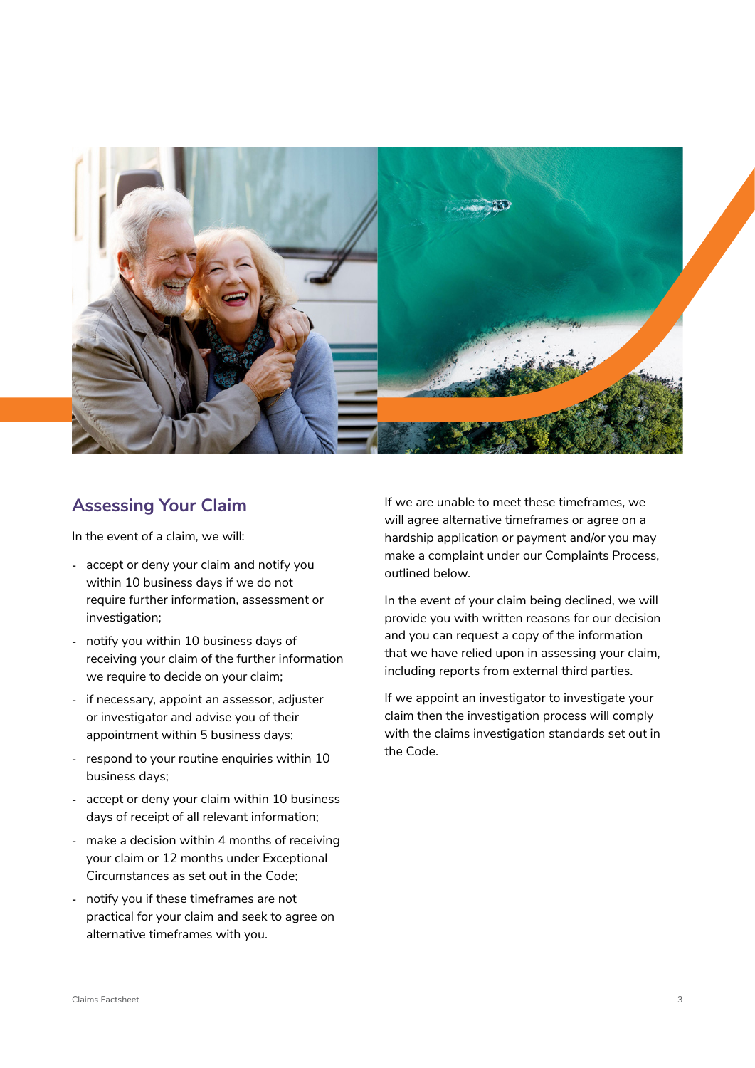## Assessing Your Claim

In the event of a claim, we will:

- accept or deny your claim and notify you within 10 business days if we do not require further information, assessment or investigation;
- notify you within 10 business days of receiving your claim of the further information we require to decide on your claim;
- if necessary, appoint an assessor, adjuster or investigator and advise you of their appointment within 5 business days;
- respond to your routine enquiries within 10 business days;
- accept or deny your claim within 10 business days of receipt of all relevant information;
- make a decision within 4 months of receiving your claim or 12 months under Exceptional Circumstances as set out in the Code;
- notify you if these timeframes are not practical for your claim and seek to agree on alternative timeframes with you.

If we are unable to meet these timeframes, we will agree alternative timeframes or agree on a hardship application or payment and/or you may make a complaint under our Complaints Process, outlined below.

In the event of your claim being declined, we will provide you with written reasons for our decision and you can request a copy of the information that we have relied upon in assessing your claim, including reports from external third parties.

If we appoint an investigator to investigate your claim then the investigation process will comply with the claims investigation standards set out in the Code.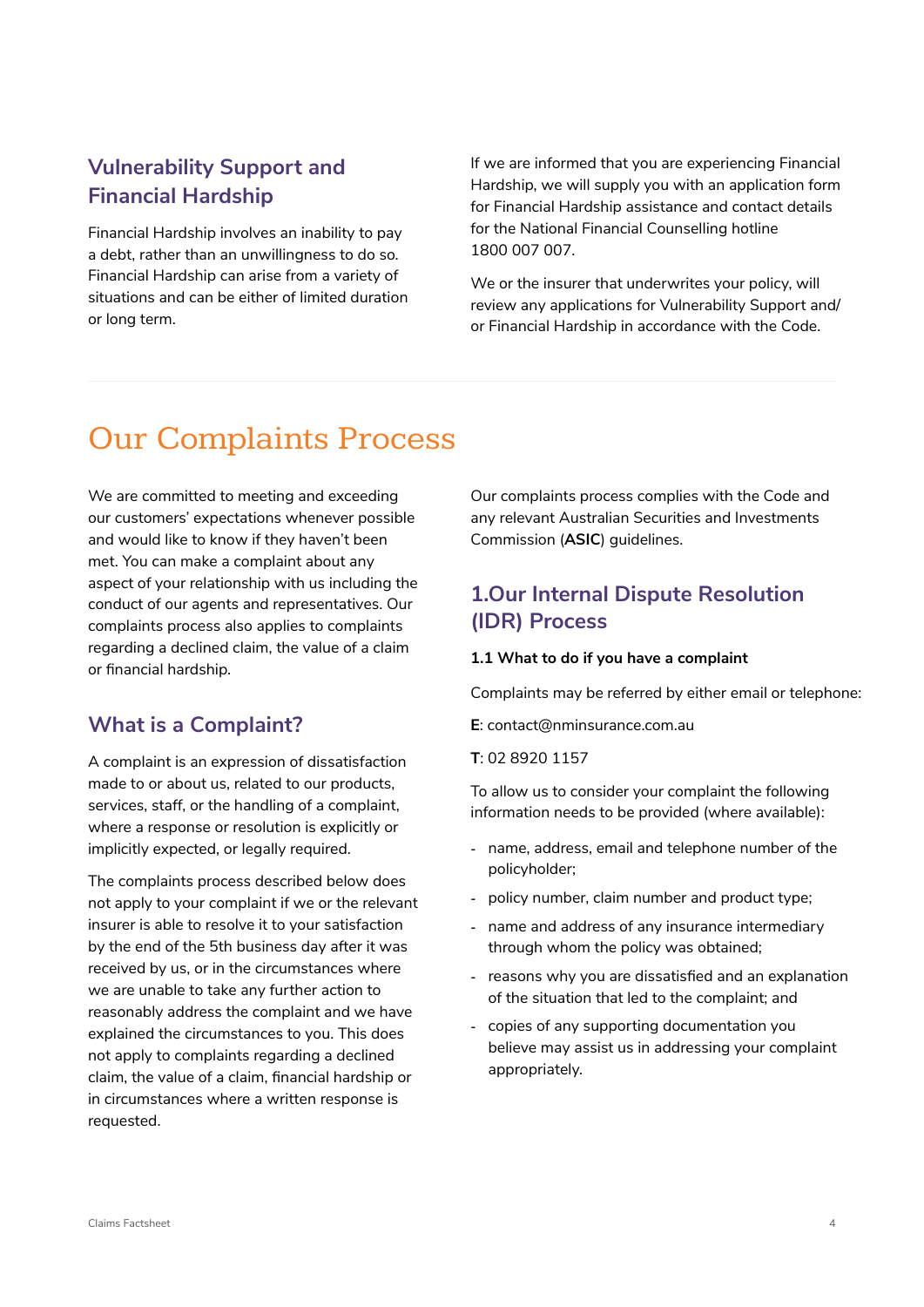## Vulnerability Support and Financial Hardship

Financial Hardship involves an inability to pay a debt, rather than an unwillingness to do so. Financial Hardship can arise from a variety of situations and can be either of limited duration or long term.

If we are informed that you are experiencing Financial Hardship, we will supply you with an application form for Financial Hardship assistance and contact details for the National Financial Counselling hotline 1800 007 007.

We or the insurer that underwrites your policy, will review any applications for Vulnerability Support and/or Financial Hardship in accordance with the Code.

# Our Complaints Process

We are committed to meeting and exceeding our customers' expectations whenever possible and would like to know if they haven't been met. You can make a complaint about any aspect of your relationship with us including the conduct of our agents and representatives. Our complaints process also applies to complaints regarding a declined claim, the value of a claim or financial hardship.

## What is a Complaint?

A complaint is an expression of dissatisfaction made to or about us, related to our products, services, staff, or the handling of a complaint, where a response or resolution is explicitly or implicitly expected, or legally required.

The complaints process described below does not apply to your complaint if we or the relevant insurer is able to resolve it to your satisfaction by the end of the 5th business day after it was received by us, or in the circumstances where we are unable to take any further action to reasonably address the complaint and we have explained the circumstances to you. This does not apply to complaints regarding a declined claim, the value of a claim, financial hardship or in circumstances where a written response is requested.

Our complaints process complies with the Code and any relevant Australian Securities and Investments Commission (**ASIC**) guidelines.

## 1.Our Internal Dispute Resolution (IDR) Process

**1.1 What to do if you have a complaint**

Complaints may be referred by either email or telephone:

**E**: contact@nminsurance.com.au

**T**: 02 8920 1157

To allow us to consider your complaint the following information needs to be provided (where available):

- name, address, email and telephone number of the policyholder;
- policy number, claim number and product type;
- name and address of any insurance intermediary through whom the policy was obtained;
- reasons why you are dissatisfied and an explanation of the situation that led to the complaint; and
- copies of any supporting documentation you believe may assist us in addressing your complaint appropriately.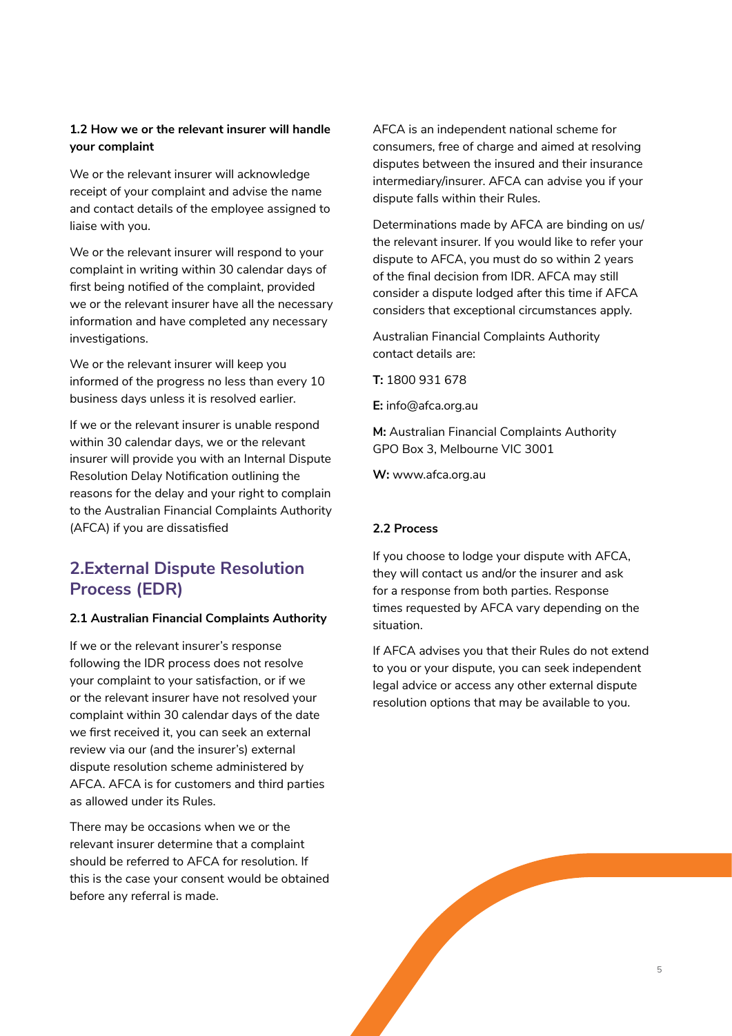**1.2 How we or the relevant insurer will handle your complaint**

We or the relevant insurer will acknowledge receipt of your complaint and advise the name and contact details of the employee assigned to liaise with you.

We or the relevant insurer will respond to your complaint in writing within 30 calendar days of first being notified of the complaint, provided we or the relevant insurer have all the necessary information and have completed any necessary investigations.

We or the relevant insurer will keep you informed of the progress no less than every 10 business days unless it is resolved earlier.

If we or the relevant insurer is unable respond within 30 calendar days, we or the relevant insurer will provide you with an Internal Dispute Resolution Delay Notification outlining the reasons for the delay and your right to complain to the Australian Financial Complaints Authority (AFCA) if you are dissatisfied

## 2.External Dispute Resolution Process (EDR)

**2.1 Australian Financial Complaints Authority**

If we or the relevant insurer's response following the IDR process does not resolve your complaint to your satisfaction, or if we or the relevant insurer have not resolved your complaint within 30 calendar days of the date we first received it, you can seek an external review via our (and the insurer's) external dispute resolution scheme administered by AFCA. AFCA is for customers and third parties as allowed under its Rules.

There may be occasions when we or the relevant insurer determine that a complaint should be referred to AFCA for resolution. If this is the case your consent would be obtained before any referral is made.

AFCA is an independent national scheme for consumers, free of charge and aimed at resolving disputes between the insured and their insurance intermediary/insurer. AFCA can advise you if your dispute falls within their Rules.

Determinations made by AFCA are binding on us/the relevant insurer. If you would like to refer your dispute to AFCA, you must do so within 2 years of the final decision from IDR. AFCA may still consider a dispute lodged after this time if AFCA considers that exceptional circumstances apply.

Australian Financial Complaints Authority contact details are:

**T:** 1800 931 678

**E:** info@afca.org.au

**M:** Australian Financial Complaints Authority GPO Box 3, Melbourne VIC 3001

**W:** www.afca.org.au

**2.2 Process**

If you choose to lodge your dispute with AFCA, they will contact us and/or the insurer and ask for a response from both parties. Response times requested by AFCA vary depending on the situation.

If AFCA advises you that their Rules do not extend to you or your dispute, you can seek independent legal advice or access any other external dispute resolution options that may be available to you.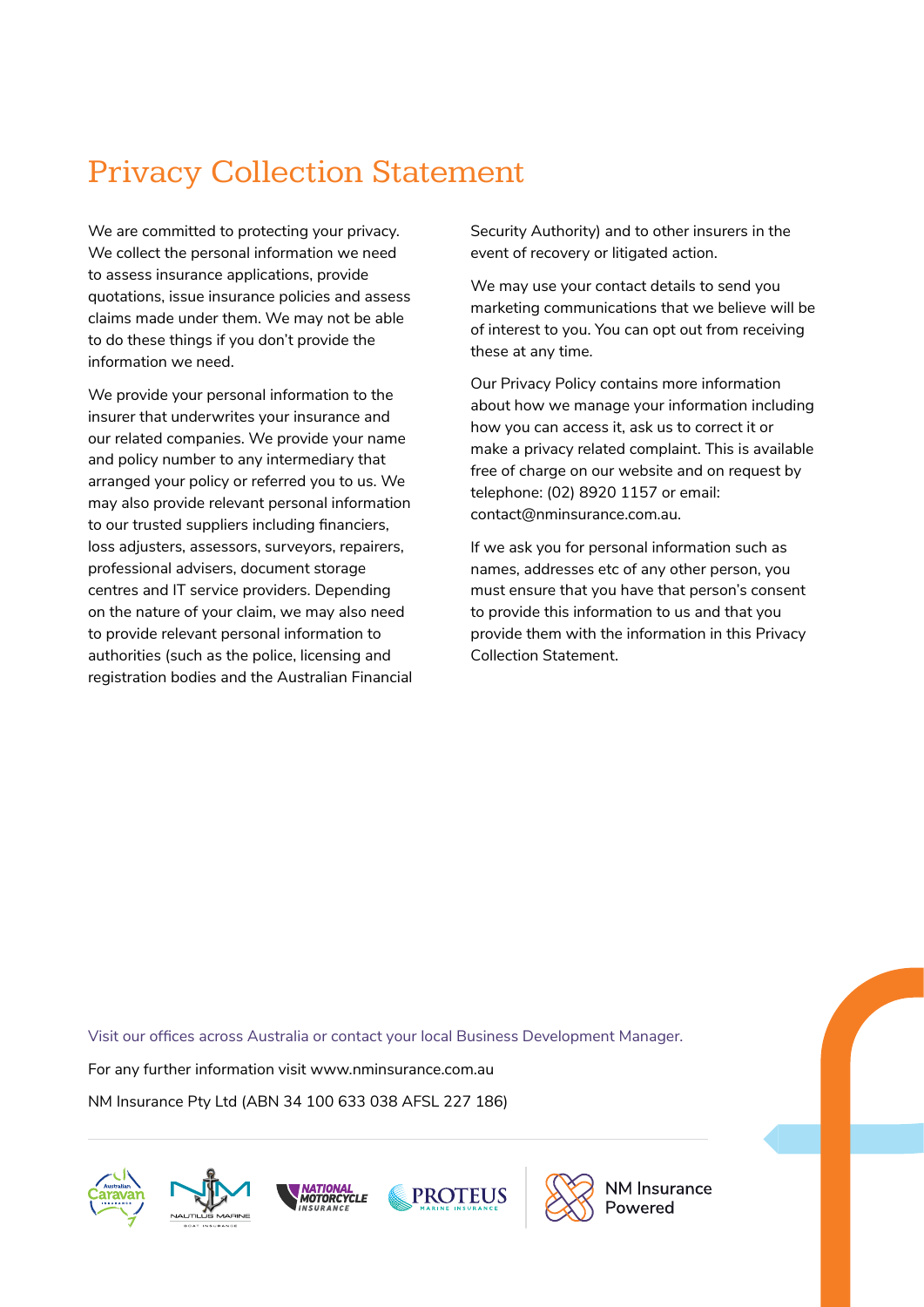# Privacy Collection Statement

We are committed to protecting your privacy. We collect the personal information we need to assess insurance applications, provide quotations, issue insurance policies and assess claims made under them. We may not be able to do these things if you don't provide the information we need.

We provide your personal information to the insurer that underwrites your insurance and our related companies. We provide your name and policy number to any intermediary that arranged your policy or referred you to us. We may also provide relevant personal information to our trusted suppliers including financiers, loss adjusters, assessors, surveyors, repairers, professional advisers, document storage centres and IT service providers. Depending on the nature of your claim, we may also need to provide relevant personal information to authorities (such as the police, licensing and registration bodies and the Australian Financial Security Authority) and to other insurers in the event of recovery or litigated action.

We may use your contact details to send you marketing communications that we believe will be of interest to you. You can opt out from receiving these at any time.

Our Privacy Policy contains more information about how we manage your information including how you can access it, ask us to correct it or make a privacy related complaint. This is available free of charge on our website and on request by telephone: (02) 8920 1157 or email: contact@nminsurance.com.au.

If we ask you for personal information such as names, addresses etc of any other person, you must ensure that you have that person's consent to provide this information to us and that you provide them with the information in this Privacy Collection Statement.

Visit our offices across Australia or contact your local Business Development Manager.

For any further information visit www.nminsurance.com.au

NM Insurance Pty Ltd (ABN 34 100 633 038 AFSL 227 186)

NM Insurance Powered